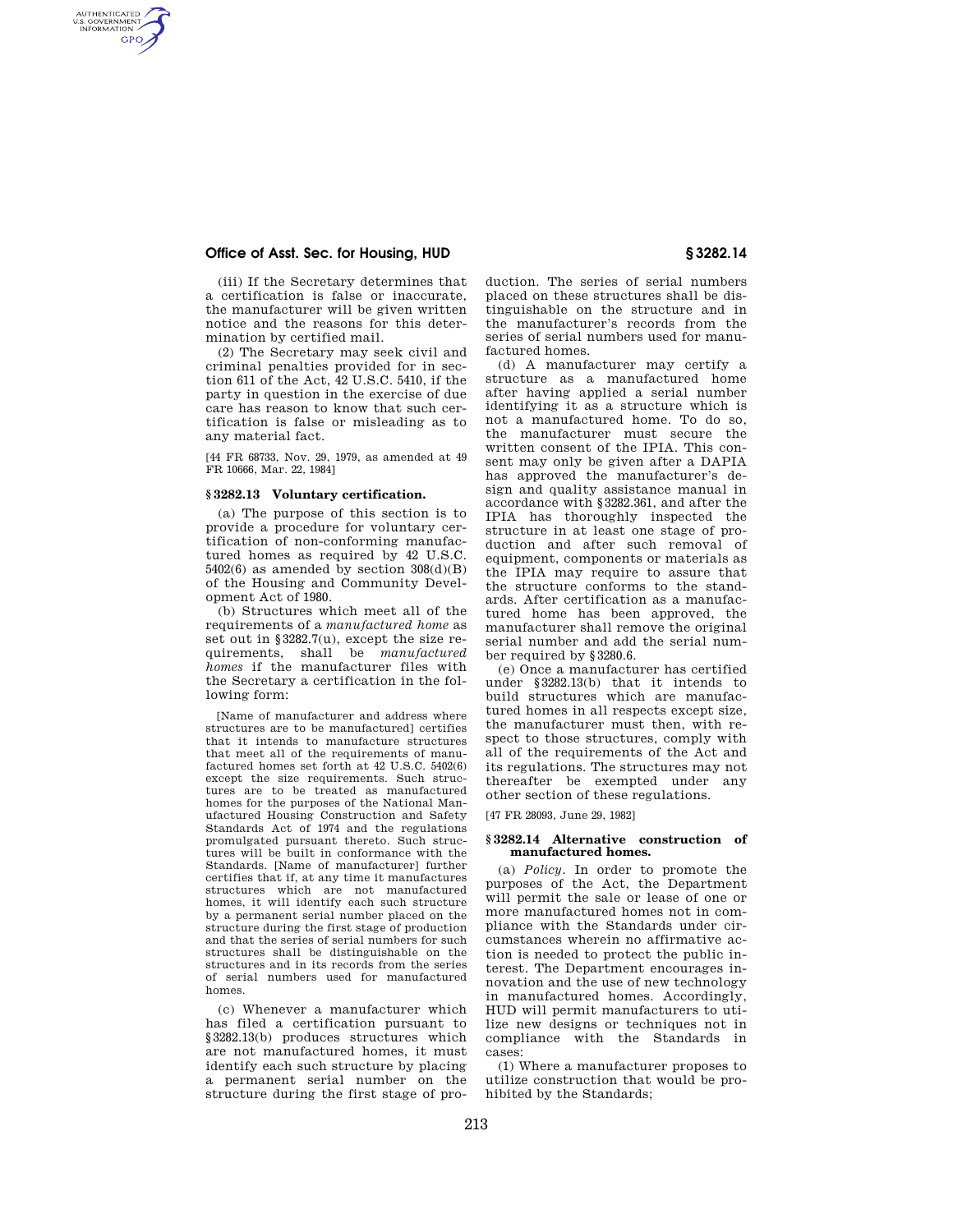(iii) If the Secretary determines that a certification is false or inaccurate, the manufacturer will be given written notice and the reasons for this determination by certified mail.

(2) The Secretary may seek civil and criminal penalties provided for in section 611 of the Act, 42 U.S.C. 5410, if the party in question in the exercise of due care has reason to know that such certification is false or misleading as to any material fact.

[44 FR 68733, Nov. 29, 1979, as amended at 49 FR 10666, Mar. 22, 1984]

## § 3282.13 Voluntary certification.

(a) The purpose of this section is to provide a procedure for voluntary certification of non-conforming manufactured homes as required by 42 U.S.C. 5402(6) as amended by section 308(d)(B) of the Housing and Community Development Act of 1980.

(b) Structures which meet all of the requirements of a *manufactured home* as set out in §3282.7(u), except the size requirements, shall be *manufactured homes* if the manufacturer files with the Secretary a certification in the following form:

> [Name of manufacturer and address where structures are to be manufactured] certifies that it intends to manufacture structures that meet all of the requirements of manufactured homes set forth at 42 U.S.C. 5402(6) except the size requirements. Such structures are to be treated as manufactured homes for the purposes of the National Manufactured Housing Construction and Safety Standards Act of 1974 and the regulations promulgated pursuant thereto. Such structures will be built in conformance with the Standards. [Name of manufacturer] further certifies that if, at any time it manufactures structures which are not manufactured homes, it will identify each such structure by a permanent serial number placed on the structure during the first stage of production and that the series of serial numbers for such structures shall be distinguishable on the structures and in its records from the series of serial numbers used for manufactured homes.

(c) Whenever a manufacturer which has filed a certification pursuant to §3282.13(b) produces structures which are not manufactured homes, it must identify each such structure by placing a permanent serial number on the structure during the first stage of production. The series of serial numbers placed on these structures shall be distinguishable on the structure and in the manufacturer's records from the series of serial numbers used for manufactured homes.

(d) A manufacturer may certify a structure as a manufactured home after having applied a serial number identifying it as a structure which is not a manufactured home. To do so, the manufacturer must secure the written consent of the IPIA. This consent may only be given after a DAPIA has approved the manufacturer's design and quality assistance manual in accordance with §3282.361, and after the IPIA has thoroughly inspected the structure in at least one stage of production and after such removal of equipment, components or materials as the IPIA may require to assure that the structure conforms to the standards. After certification as a manufactured home has been approved, the manufacturer shall remove the original serial number and add the serial number required by §3280.6.

(e) Once a manufacturer has certified under §3282.13(b) that it intends to build structures which are manufactured homes in all respects except size, the manufacturer must then, with respect to those structures, comply with all of the requirements of the Act and its regulations. The structures may not thereafter be exempted under any other section of these regulations.

[47 FR 28093, June 29, 1982]

## § 3282.14 Alternative construction of manufactured homes.

(a) *Policy*. In order to promote the purposes of the Act, the Department will permit the sale or lease of one or more manufactured homes not in compliance with the Standards under circumstances wherein no affirmative action is needed to protect the public interest. The Department encourages innovation and the use of new technology in manufactured homes. Accordingly, HUD will permit manufacturers to utilize new designs or techniques not in compliance with the Standards in cases:

(1) Where a manufacturer proposes to utilize construction that would be prohibited by the Standards;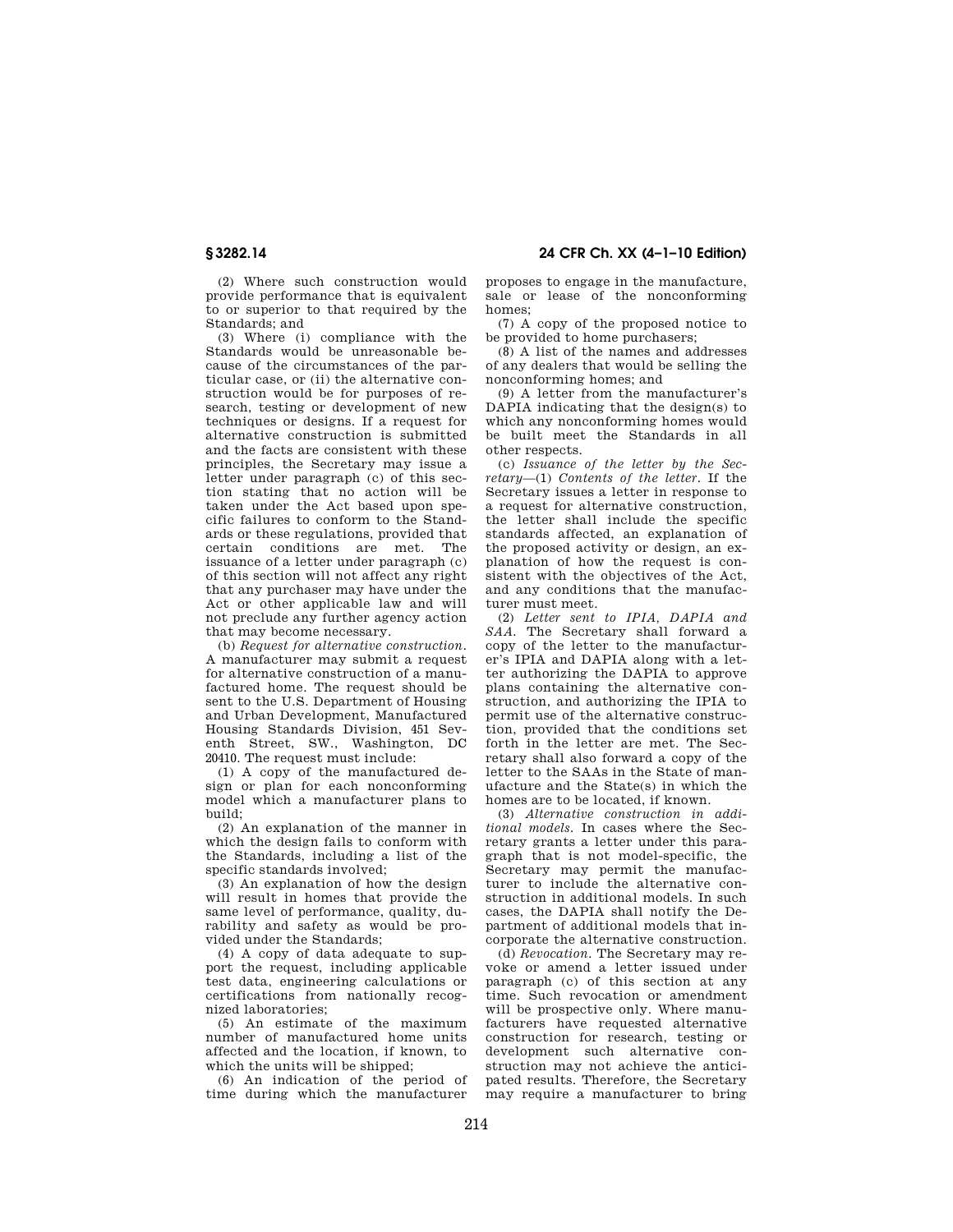(2) Where such construction would provide performance that is equivalent to or superior to that required by the Standards; and

(3) Where (i) compliance with the Standards would be unreasonable because of the circumstances of the particular case, or (ii) the alternative construction would be for purposes of research, testing or development of new techniques or designs. If a request for alternative construction is submitted and the facts are consistent with these principles, the Secretary may issue a letter under paragraph (c) of this section stating that no action will be taken under the Act based upon specific failures to conform to the Standards or these regulations, provided that certain conditions are met. The issuance of a letter under paragraph (c) of this section will not affect any right that any purchaser may have under the Act or other applicable law and will not preclude any further agency action that may become necessary.

(b) *Request for alternative construction*. A manufacturer may submit a request for alternative construction of a manufactured home. The request should be sent to the U.S. Department of Housing and Urban Development, Manufactured Housing Standards Division, 451 Seventh Street, SW., Washington, DC 20410. The request must include:

(1) A copy of the manufactured design or plan for each nonconforming model which a manufacturer plans to build;

(2) An explanation of the manner in which the design fails to conform with the Standards, including a list of the specific standards involved;

(3) An explanation of how the design will result in homes that provide the same level of performance, quality, durability and safety as would be provided under the Standards;

(4) A copy of data adequate to support the request, including applicable test data, engineering calculations or certifications from nationally recognized laboratories;

(5) An estimate of the maximum number of manufactured home units affected and the location, if known, to which the units will be shipped;

(6) An indication of the period of time during which the manufacturer proposes to engage in the manufacture, sale or lease of the nonconforming homes;

(7) A copy of the proposed notice to be provided to home purchasers;

(8) A list of the names and addresses of any dealers that would be selling the nonconforming homes; and

(9) A letter from the manufacturer's DAPIA indicating that the design(s) to which any nonconforming homes would be built meet the Standards in all other respects.

(c) *Issuance of the letter by the Secretary*—(1) *Contents of the letter*. If the Secretary issues a letter in response to a request for alternative construction, the letter shall include the specific standards affected, an explanation of the proposed activity or design, an explanation of how the request is consistent with the objectives of the Act, and any conditions that the manufacturer must meet.

(2) *Letter sent to IPIA, DAPIA and SAA*. The Secretary shall forward a copy of the letter to the manufacturer's IPIA and DAPIA along with a letter authorizing the DAPIA to approve plans containing the alternative construction, and authorizing the IPIA to permit use of the alternative construction, provided that the conditions set forth in the letter are met. The Secretary shall also forward a copy of the letter to the SAAs in the State of manufacture and the State(s) in which the homes are to be located, if known.

(3) *Alternative construction in additional models*. In cases where the Secretary grants a letter under this paragraph that is not model-specific, the Secretary may permit the manufacturer to include the alternative construction in additional models. In such cases, the DAPIA shall notify the Department of additional models that incorporate the alternative construction.

(d) *Revocation*. The Secretary may revoke or amend a letter issued under paragraph (c) of this section at any time. Such revocation or amendment will be prospective only. Where manufacturers have requested alternative construction for research, testing or development such alternative construction may not achieve the anticipated results. Therefore, the Secretary may require a manufacturer to bring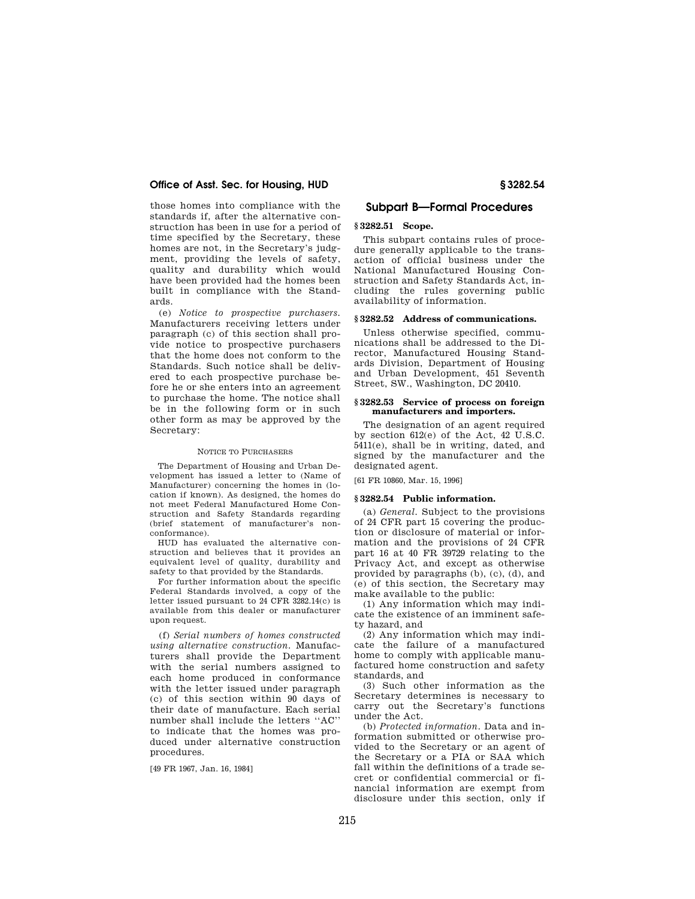those homes into compliance with the standards if, after the alternative construction has been in use for a period of time specified by the Secretary, these homes are not, in the Secretary's judgment, providing the levels of safety, quality and durability which would have been provided had the homes been built in compliance with the Standards.

(e) *Notice to prospective purchasers.* Manufacturers receiving letters under paragraph (c) of this section shall provide notice to prospective purchasers that the home does not conform to the Standards. Such notice shall be delivered to each prospective purchase before he or she enters into an agreement to purchase the home. The notice shall be in the following form or in such other form as may be approved by the Secretary:

NOTICE TO PURCHASERS

The Department of Housing and Urban Development has issued a letter to (Name of Manufacturer) concerning the homes in (location if known). As designed, the homes do not meet Federal Manufactured Home Construction and Safety Standards regarding (brief statement of manufacturer's nonconformance).

HUD has evaluated the alternative construction and believes that it provides an equivalent level of quality, durability and safety to that provided by the Standards.

For further information about the specific Federal Standards involved, a copy of the letter issued pursuant to 24 CFR 3282.14(c) is available from this dealer or manufacturer upon request.

(f) *Serial numbers of homes constructed using alternative construction.* Manufacturers shall provide the Department with the serial numbers assigned to each home produced in conformance with the letter issued under paragraph (c) of this section within 90 days of their date of manufacture. Each serial number shall include the letters ''AC'' to indicate that the homes was produced under alternative construction procedures.

[49 FR 1967, Jan. 16, 1984]

## Subpart B—Formal Procedures

### § 3282.51 Scope.

This subpart contains rules of procedure generally applicable to the transaction of official business under the National Manufactured Housing Construction and Safety Standards Act, including the rules governing public availability of information.

### § 3282.52 Address of communications.

Unless otherwise specified, communications shall be addressed to the Director, Manufactured Housing Standards Division, Department of Housing and Urban Development, 451 Seventh Street, SW., Washington, DC 20410.

### § 3282.53 Service of process on foreign manufacturers and importers.

The designation of an agent required by section 612(e) of the Act, 42 U.S.C. 5411(e), shall be in writing, dated, and signed by the manufacturer and the designated agent.

[61 FR 10860, Mar. 15, 1996]

### § 3282.54 Public information.

(a) *General.* Subject to the provisions of 24 CFR part 15 covering the production or disclosure of material or information and the provisions of 24 CFR part 16 at 40 FR 39729 relating to the Privacy Act, and except as otherwise provided by paragraphs (b), (c), (d), and (e) of this section, the Secretary may make available to the public:

(1) Any information which may indicate the existence of an imminent safety hazard, and

(2) Any information which may indicate the failure of a manufactured home to comply with applicable manufactured home construction and safety standards, and

(3) Such other information as the Secretary determines is necessary to carry out the Secretary's functions under the Act.

(b) *Protected information.* Data and information submitted or otherwise provided to the Secretary or an agent of the Secretary or a PIA or SAA which fall within the definitions of a trade secret or confidential commercial or financial information are exempt from disclosure under this section, only if